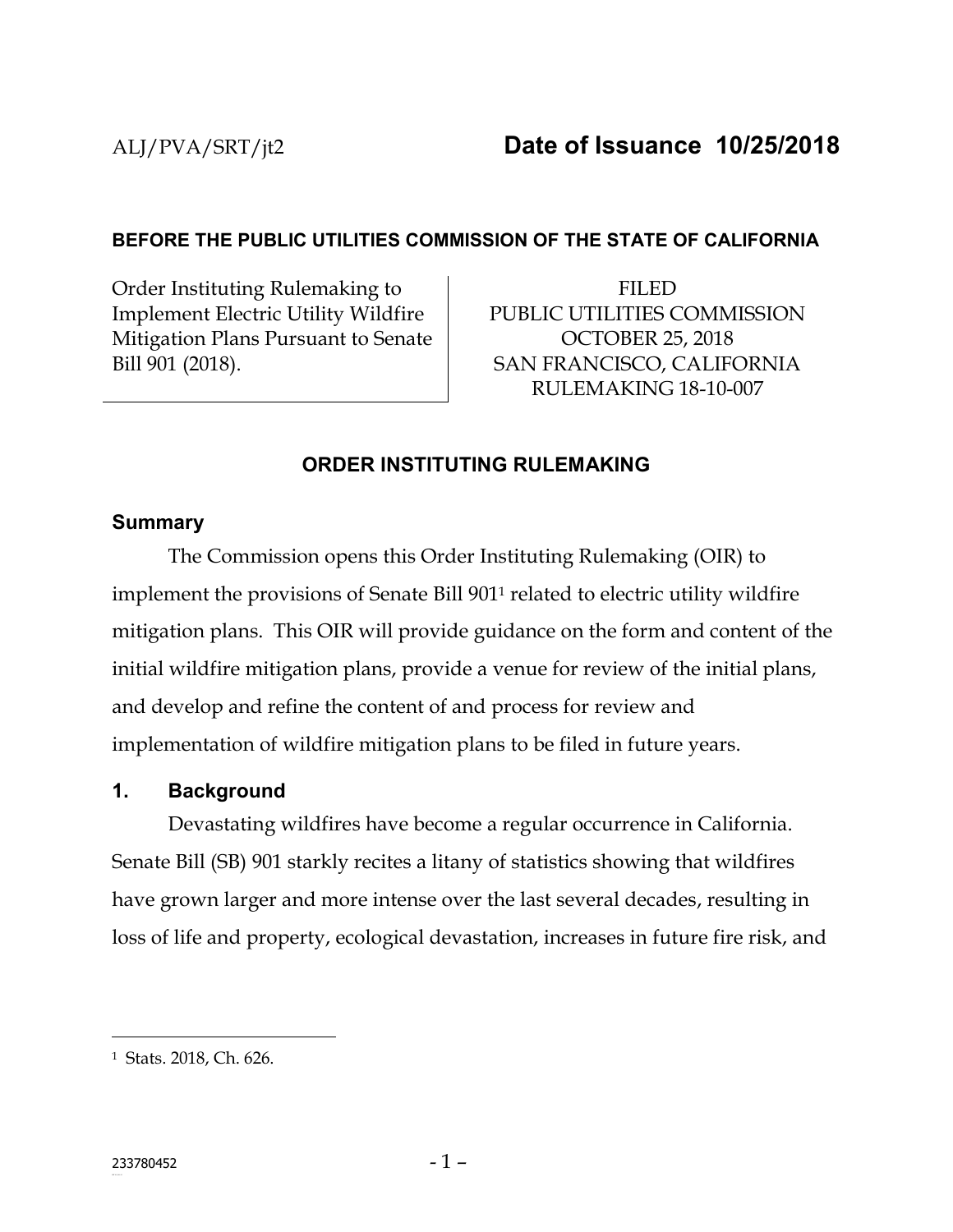ALJ/PVA/SRT/jt2 **Date of Issuance 10/25/2018**

**BEFORE THE PUBLIC UTILITIES COMMISSION OF THE STATE OF CALIFORNIA**

| Order Instituting Rulemaking to Implement Electric Utility Wildfire Mitigation Plans Pursuant to Senate Bill 901 (2018). | FILED<br>PUBLIC UTILITIES COMMISSION<br>OCTOBER 25, 2018<br>SAN FRANCISCO, CALIFORNIA<br>RULEMAKING 18-10-007 |
|---|---|

## ORDER INSTITUTING RULEMAKING

### Summary

The Commission opens this Order Instituting Rulemaking (OIR) to implement the provisions of Senate Bill 901[1] related to electric utility wildfire mitigation plans. This OIR will provide guidance on the form and content of the initial wildfire mitigation plans, provide a venue for review of the initial plans, and develop and refine the content of and process for review and implementation of wildfire mitigation plans to be filed in future years.

### 1. Background

Devastating wildfires have become a regular occurrence in California. Senate Bill (SB) 901 starkly recites a litany of statistics showing that wildfires have grown larger and more intense over the last several decades, resulting in loss of life and property, ecological devastation, increases in future fire risk, and

---

[1] Stats. 2018, Ch. 626.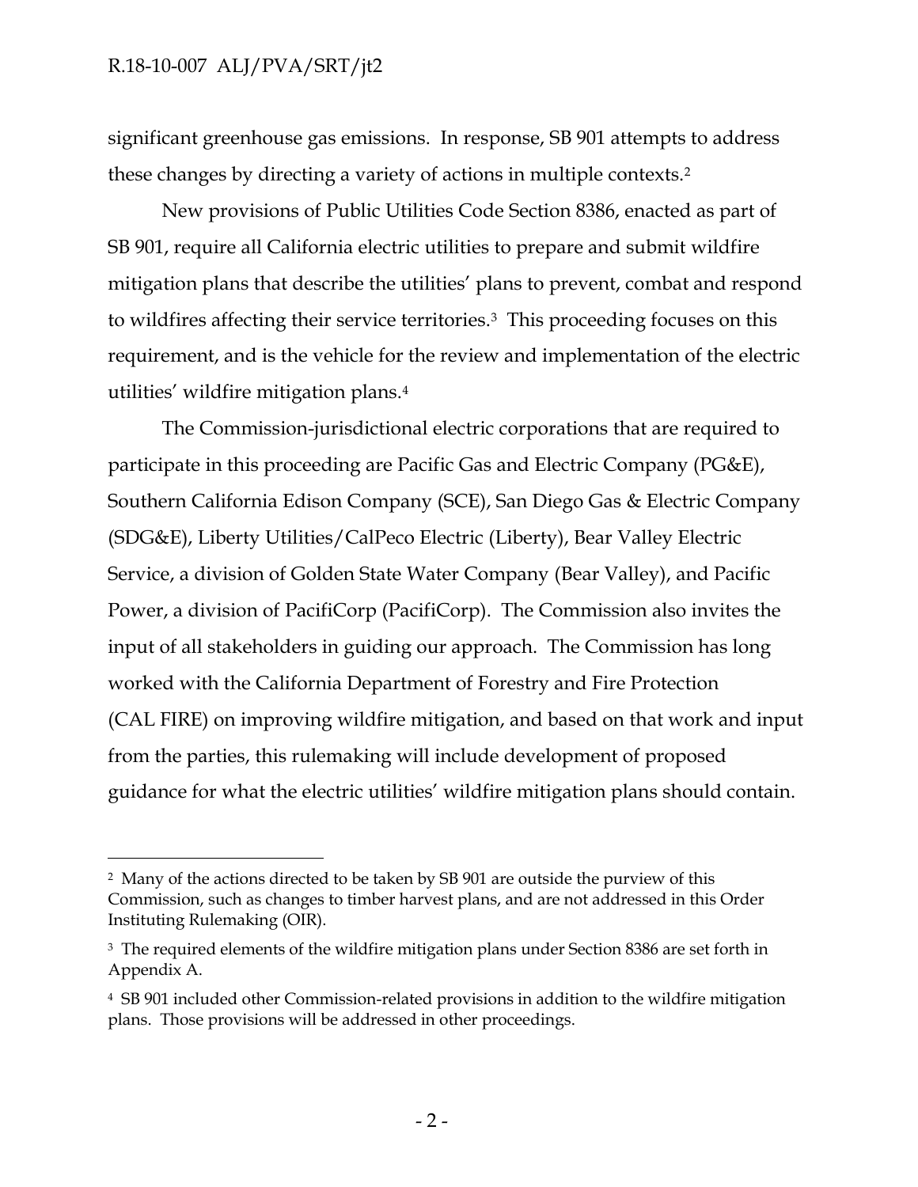significant greenhouse gas emissions. In response, SB 901 attempts to address these changes by directing a variety of actions in multiple contexts.[2]

New provisions of Public Utilities Code Section 8386, enacted as part of SB 901, require all California electric utilities to prepare and submit wildfire mitigation plans that describe the utilities' plans to prevent, combat and respond to wildfires affecting their service territories.[3] This proceeding focuses on this requirement, and is the vehicle for the review and implementation of the electric utilities' wildfire mitigation plans.[4]

The Commission-jurisdictional electric corporations that are required to participate in this proceeding are Pacific Gas and Electric Company (PG&E), Southern California Edison Company (SCE), San Diego Gas & Electric Company (SDG&E), Liberty Utilities/CalPeco Electric (Liberty), Bear Valley Electric Service, a division of Golden State Water Company (Bear Valley), and Pacific Power, a division of PacifiCorp (PacifiCorp). The Commission also invites the input of all stakeholders in guiding our approach. The Commission has long worked with the California Department of Forestry and Fire Protection (CAL FIRE) on improving wildfire mitigation, and based on that work and input from the parties, this rulemaking will include development of proposed guidance for what the electric utilities' wildfire mitigation plans should contain.

---

[2] Many of the actions directed to be taken by SB 901 are outside the purview of this Commission, such as changes to timber harvest plans, and are not addressed in this Order Instituting Rulemaking (OIR).

[3] The required elements of the wildfire mitigation plans under Section 8386 are set forth in Appendix A.

[4] SB 901 included other Commission-related provisions in addition to the wildfire mitigation plans. Those provisions will be addressed in other proceedings.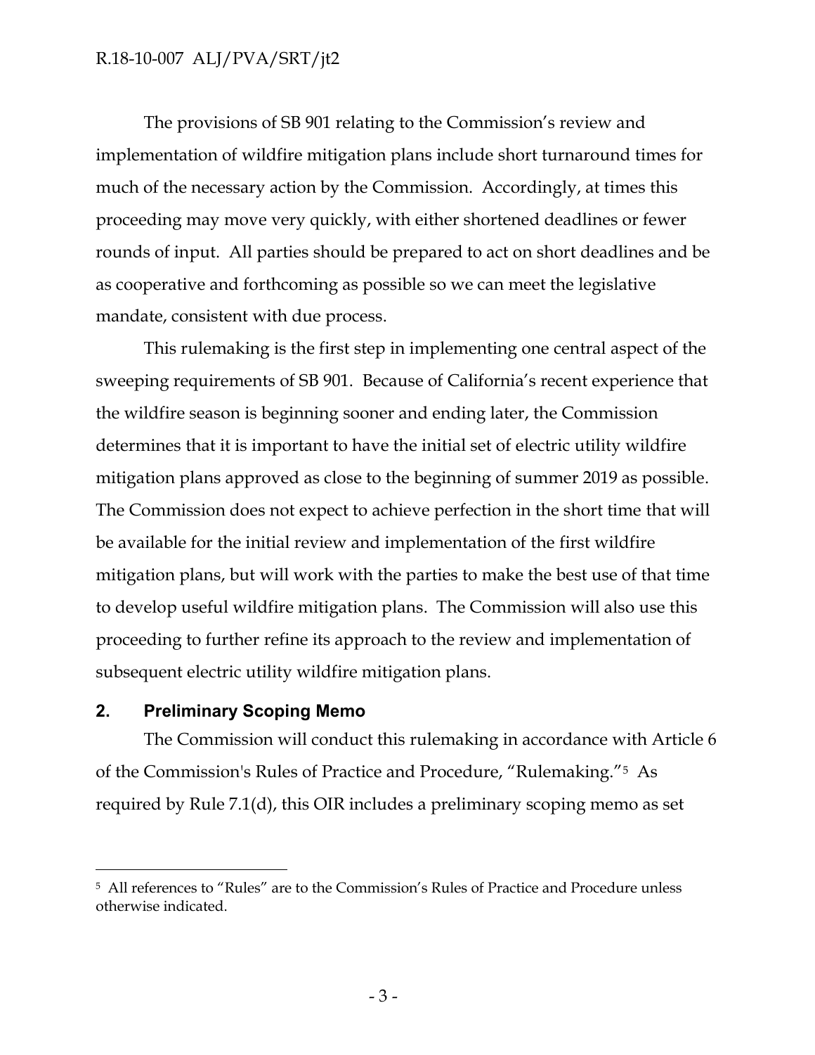The provisions of SB 901 relating to the Commission's review and implementation of wildfire mitigation plans include short turnaround times for much of the necessary action by the Commission. Accordingly, at times this proceeding may move very quickly, with either shortened deadlines or fewer rounds of input. All parties should be prepared to act on short deadlines and be as cooperative and forthcoming as possible so we can meet the legislative mandate, consistent with due process.

This rulemaking is the first step in implementing one central aspect of the sweeping requirements of SB 901. Because of California's recent experience that the wildfire season is beginning sooner and ending later, the Commission determines that it is important to have the initial set of electric utility wildfire mitigation plans approved as close to the beginning of summer 2019 as possible. The Commission does not expect to achieve perfection in the short time that will be available for the initial review and implementation of the first wildfire mitigation plans, but will work with the parties to make the best use of that time to develop useful wildfire mitigation plans. The Commission will also use this proceeding to further refine its approach to the review and implementation of subsequent electric utility wildfire mitigation plans.

## 2. Preliminary Scoping Memo

The Commission will conduct this rulemaking in accordance with Article 6 of the Commission's Rules of Practice and Procedure, "Rulemaking."[5] As required by Rule 7.1(d), this OIR includes a preliminary scoping memo as set

[5] All references to "Rules" are to the Commission's Rules of Practice and Procedure unless otherwise indicated.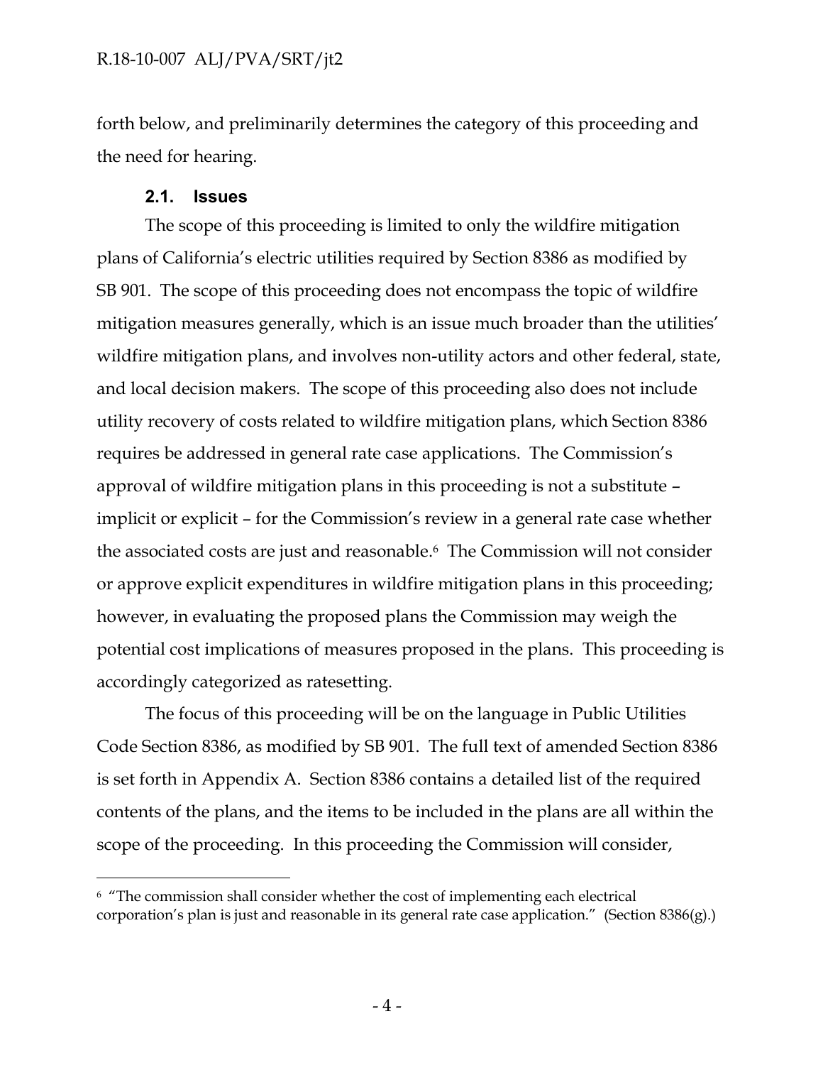forth below, and preliminarily determines the category of this proceeding and the need for hearing.

### 2.1. Issues

The scope of this proceeding is limited to only the wildfire mitigation plans of California's electric utilities required by Section 8386 as modified by SB 901. The scope of this proceeding does not encompass the topic of wildfire mitigation measures generally, which is an issue much broader than the utilities' wildfire mitigation plans, and involves non-utility actors and other federal, state, and local decision makers. The scope of this proceeding also does not include utility recovery of costs related to wildfire mitigation plans, which Section 8386 requires be addressed in general rate case applications. The Commission's approval of wildfire mitigation plans in this proceeding is not a substitute – implicit or explicit – for the Commission's review in a general rate case whether the associated costs are just and reasonable.[6] The Commission will not consider or approve explicit expenditures in wildfire mitigation plans in this proceeding; however, in evaluating the proposed plans the Commission may weigh the potential cost implications of measures proposed in the plans. This proceeding is accordingly categorized as ratesetting.

The focus of this proceeding will be on the language in Public Utilities Code Section 8386, as modified by SB 901. The full text of amended Section 8386 is set forth in Appendix A. Section 8386 contains a detailed list of the required contents of the plans, and the items to be included in the plans are all within the scope of the proceeding. In this proceeding the Commission will consider,

---

[6] "The commission shall consider whether the cost of implementing each electrical corporation's plan is just and reasonable in its general rate case application." (Section 8386(g).)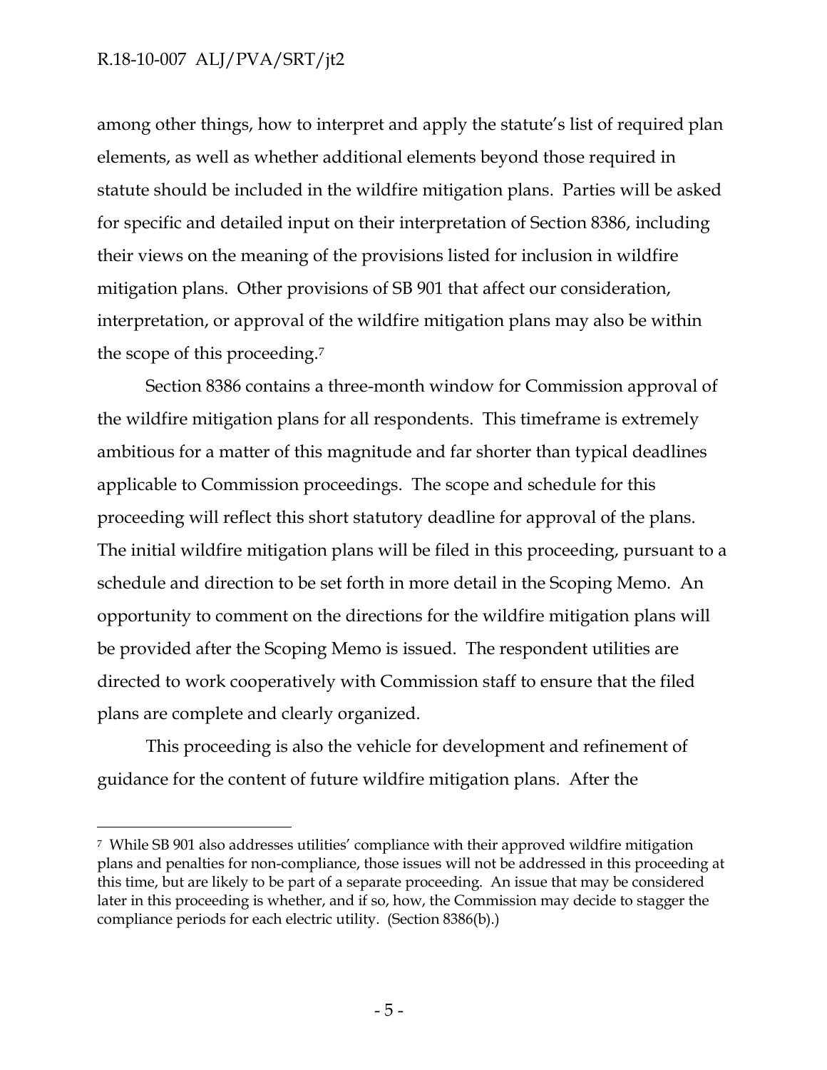among other things, how to interpret and apply the statute's list of required plan elements, as well as whether additional elements beyond those required in statute should be included in the wildfire mitigation plans. Parties will be asked for specific and detailed input on their interpretation of Section 8386, including their views on the meaning of the provisions listed for inclusion in wildfire mitigation plans. Other provisions of SB 901 that affect our consideration, interpretation, or approval of the wildfire mitigation plans may also be within the scope of this proceeding.[7]

Section 8386 contains a three-month window for Commission approval of the wildfire mitigation plans for all respondents. This timeframe is extremely ambitious for a matter of this magnitude and far shorter than typical deadlines applicable to Commission proceedings. The scope and schedule for this proceeding will reflect this short statutory deadline for approval of the plans. The initial wildfire mitigation plans will be filed in this proceeding, pursuant to a schedule and direction to be set forth in more detail in the Scoping Memo. An opportunity to comment on the directions for the wildfire mitigation plans will be provided after the Scoping Memo is issued. The respondent utilities are directed to work cooperatively with Commission staff to ensure that the filed plans are complete and clearly organized.

This proceeding is also the vehicle for development and refinement of guidance for the content of future wildfire mitigation plans. After the

---

[7] While SB 901 also addresses utilities' compliance with their approved wildfire mitigation plans and penalties for non-compliance, those issues will not be addressed in this proceeding at this time, but are likely to be part of a separate proceeding. An issue that may be considered later in this proceeding is whether, and if so, how, the Commission may decide to stagger the compliance periods for each electric utility. (Section 8386(b).)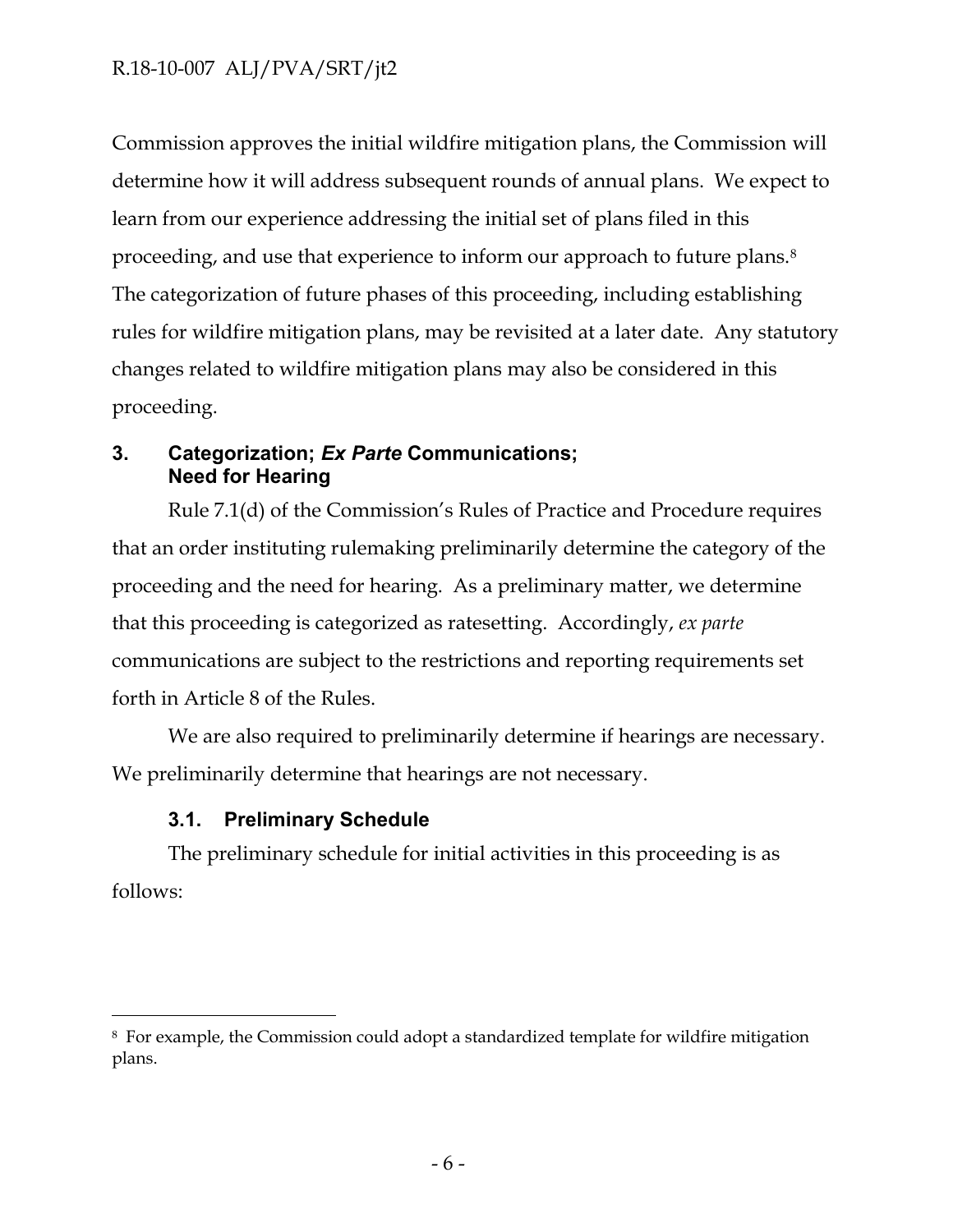Commission approves the initial wildfire mitigation plans, the Commission will determine how it will address subsequent rounds of annual plans. We expect to learn from our experience addressing the initial set of plans filed in this proceeding, and use that experience to inform our approach to future plans.[8] The categorization of future phases of this proceeding, including establishing rules for wildfire mitigation plans, may be revisited at a later date. Any statutory changes related to wildfire mitigation plans may also be considered in this proceeding.

## 3. Categorization; *Ex Parte* Communications; Need for Hearing

Rule 7.1(d) of the Commission's Rules of Practice and Procedure requires that an order instituting rulemaking preliminarily determine the category of the proceeding and the need for hearing. As a preliminary matter, we determine that this proceeding is categorized as ratesetting. Accordingly, *ex parte* communications are subject to the restrictions and reporting requirements set forth in Article 8 of the Rules.

We are also required to preliminarily determine if hearings are necessary. We preliminarily determine that hearings are not necessary.

### 3.1. Preliminary Schedule

The preliminary schedule for initial activities in this proceeding is as follows:

---

[8] For example, the Commission could adopt a standardized template for wildfire mitigation plans.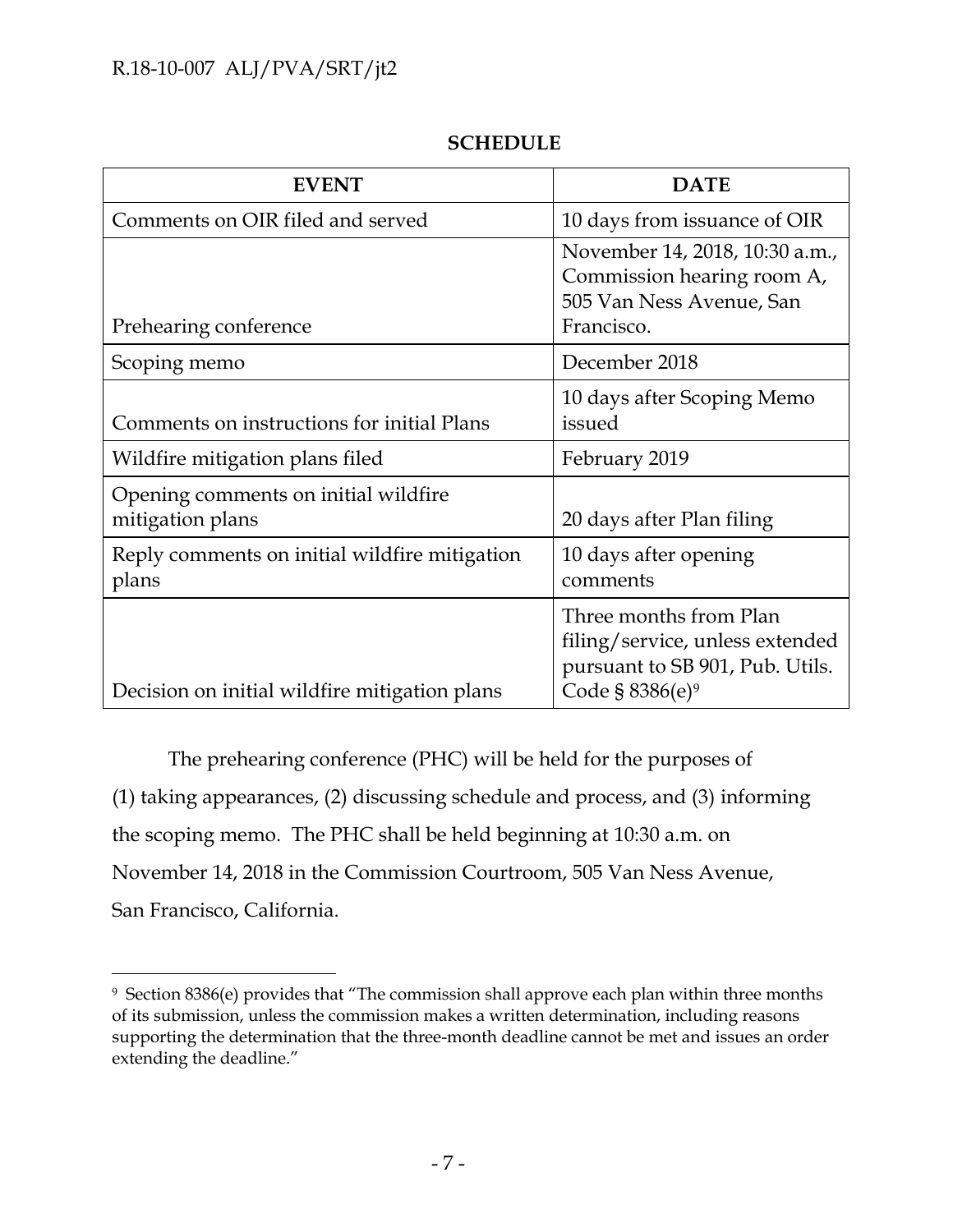**SCHEDULE**

| EVENT | DATE |
|---|---|
| Comments on OIR filed and served | 10 days from issuance of OIR |
| Prehearing conference | November 14, 2018, 10:30 a.m., Commission hearing room A, 505 Van Ness Avenue, San Francisco. |
| Scoping memo | December 2018 |
| Comments on instructions for initial Plans | 10 days after Scoping Memo issued |
| Wildfire mitigation plans filed | February 2019 |
| Opening comments on initial wildfire mitigation plans | 20 days after Plan filing |
| Reply comments on initial wildfire mitigation plans | 10 days after opening comments |
| Decision on initial wildfire mitigation plans | Three months from Plan filing/service, unless extended pursuant to SB 901, Pub. Utils. Code § 8386(e)[9] |

The prehearing conference (PHC) will be held for the purposes of (1) taking appearances, (2) discussing schedule and process, and (3) informing the scoping memo. The PHC shall be held beginning at 10:30 a.m. on November 14, 2018 in the Commission Courtroom, 505 Van Ness Avenue, San Francisco, California.

---

[9] Section 8386(e) provides that "The commission shall approve each plan within three months of its submission, unless the commission makes a written determination, including reasons supporting the determination that the three-month deadline cannot be met and issues an order extending the deadline."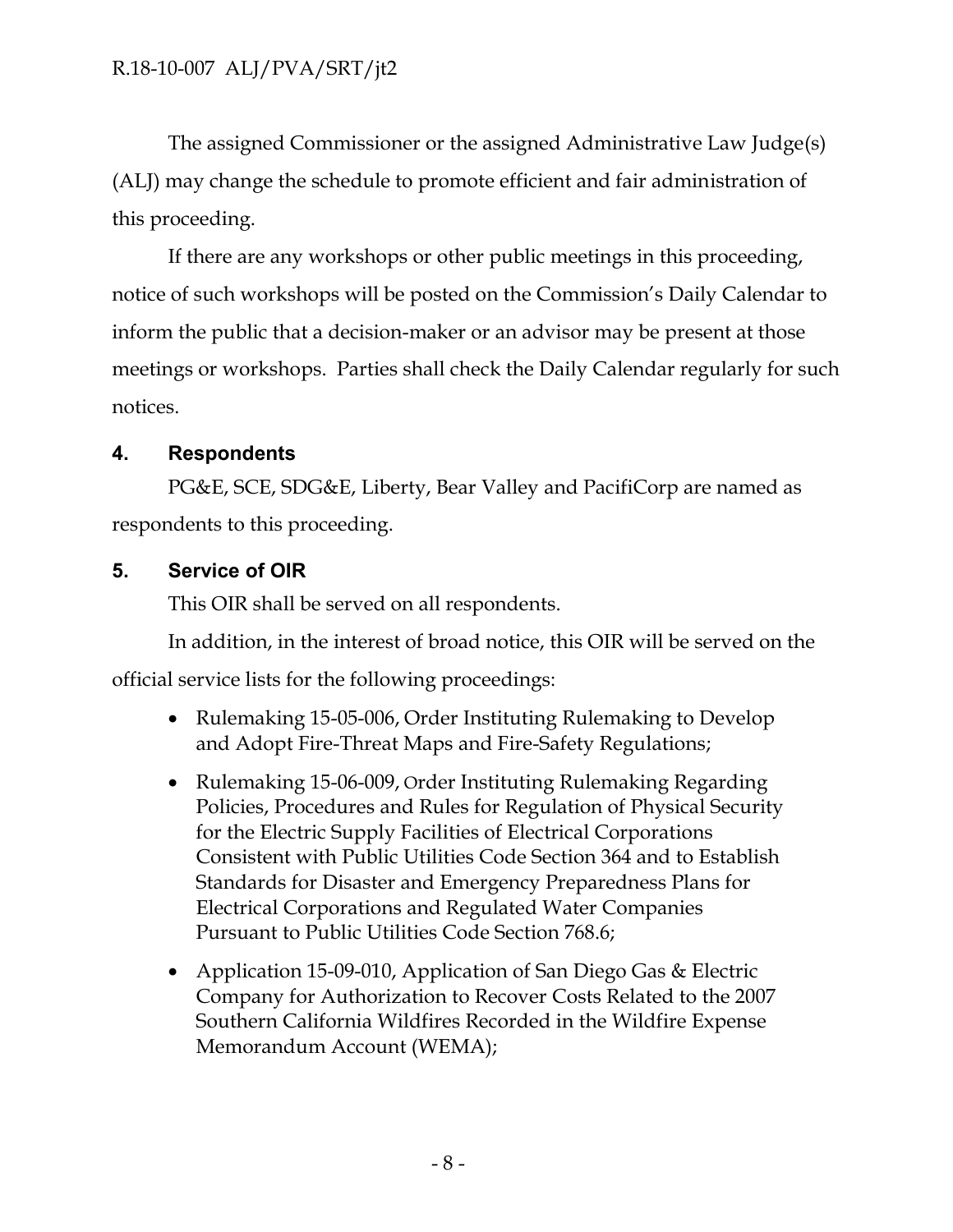The assigned Commissioner or the assigned Administrative Law Judge(s) (ALJ) may change the schedule to promote efficient and fair administration of this proceeding.

If there are any workshops or other public meetings in this proceeding, notice of such workshops will be posted on the Commission's Daily Calendar to inform the public that a decision-maker or an advisor may be present at those meetings or workshops. Parties shall check the Daily Calendar regularly for such notices.

## 4. Respondents

PG&E, SCE, SDG&E, Liberty, Bear Valley and PacifiCorp are named as respondents to this proceeding.

## 5. Service of OIR

This OIR shall be served on all respondents.

In addition, in the interest of broad notice, this OIR will be served on the official service lists for the following proceedings:

- Rulemaking 15-05-006, Order Instituting Rulemaking to Develop and Adopt Fire-Threat Maps and Fire-Safety Regulations;
- Rulemaking 15-06-009, Order Instituting Rulemaking Regarding Policies, Procedures and Rules for Regulation of Physical Security for the Electric Supply Facilities of Electrical Corporations Consistent with Public Utilities Code Section 364 and to Establish Standards for Disaster and Emergency Preparedness Plans for Electrical Corporations and Regulated Water Companies Pursuant to Public Utilities Code Section 768.6;
- Application 15-09-010, Application of San Diego Gas & Electric Company for Authorization to Recover Costs Related to the 2007 Southern California Wildfires Recorded in the Wildfire Expense Memorandum Account (WEMA);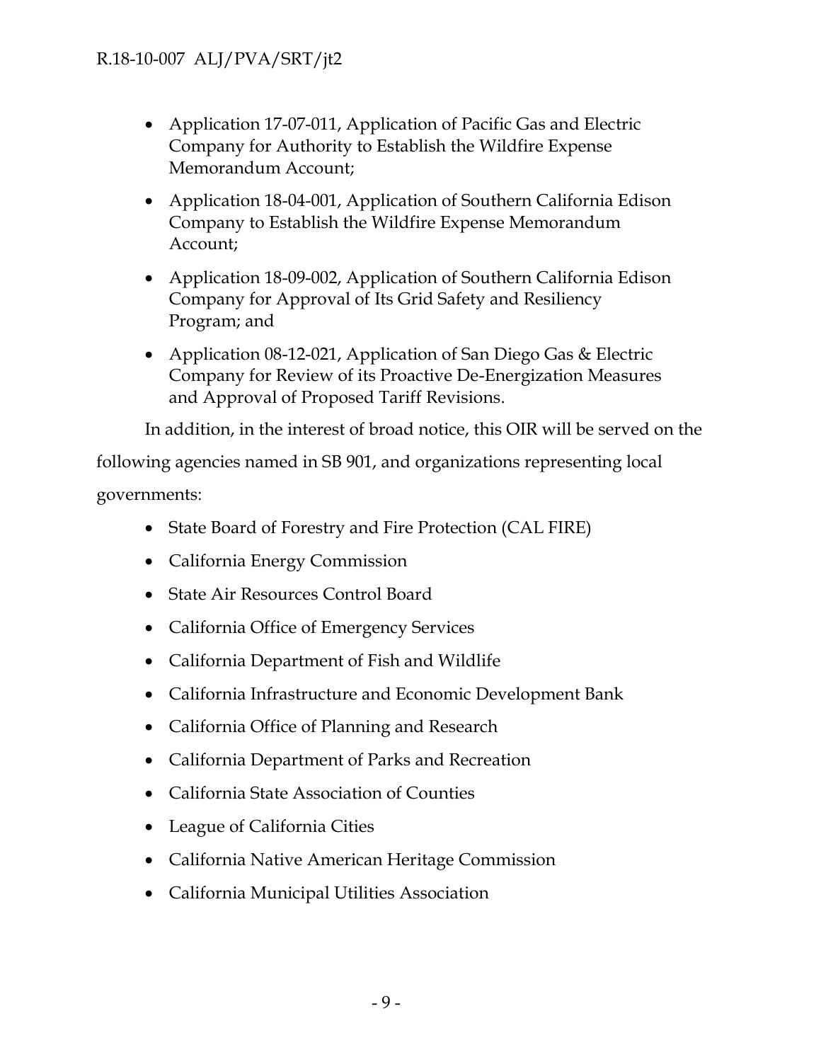- Application 17-07-011, Application of Pacific Gas and Electric Company for Authority to Establish the Wildfire Expense Memorandum Account;
- Application 18-04-001, Application of Southern California Edison Company to Establish the Wildfire Expense Memorandum Account;
- Application 18-09-002, Application of Southern California Edison Company for Approval of Its Grid Safety and Resiliency Program; and
- Application 08-12-021, Application of San Diego Gas & Electric Company for Review of its Proactive De-Energization Measures and Approval of Proposed Tariff Revisions.

In addition, in the interest of broad notice, this OIR will be served on the following agencies named in SB 901, and organizations representing local governments:

- State Board of Forestry and Fire Protection (CAL FIRE)
- California Energy Commission
- State Air Resources Control Board
- California Office of Emergency Services
- California Department of Fish and Wildlife
- California Infrastructure and Economic Development Bank
- California Office of Planning and Research
- California Department of Parks and Recreation
- California State Association of Counties
- League of California Cities
- California Native American Heritage Commission
- California Municipal Utilities Association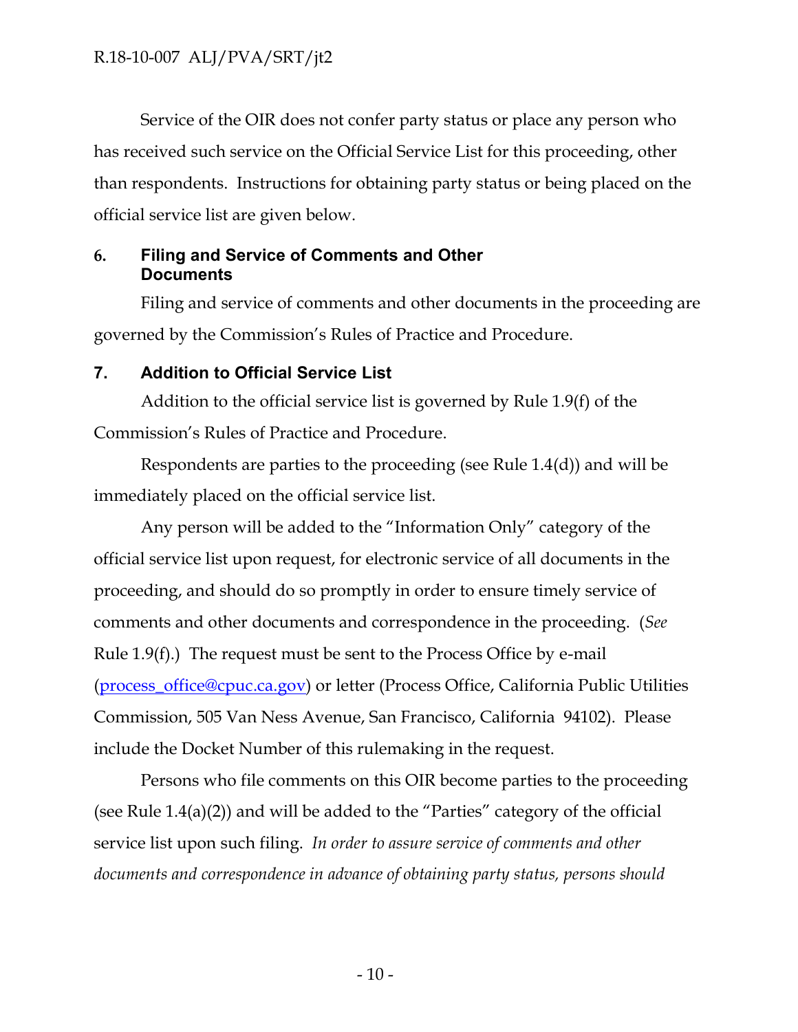Service of the OIR does not confer party status or place any person who has received such service on the Official Service List for this proceeding, other than respondents. Instructions for obtaining party status or being placed on the official service list are given below.

## 6. Filing and Service of Comments and Other Documents

Filing and service of comments and other documents in the proceeding are governed by the Commission's Rules of Practice and Procedure.

## 7. Addition to Official Service List

Addition to the official service list is governed by Rule 1.9(f) of the Commission's Rules of Practice and Procedure.

Respondents are parties to the proceeding (see Rule 1.4(d)) and will be immediately placed on the official service list.

Any person will be added to the "Information Only" category of the official service list upon request, for electronic service of all documents in the proceeding, and should do so promptly in order to ensure timely service of comments and other documents and correspondence in the proceeding. (*See* Rule 1.9(f).) The request must be sent to the Process Office by e-mail (process_office@cpuc.ca.gov) or letter (Process Office, California Public Utilities Commission, 505 Van Ness Avenue, San Francisco, California 94102). Please include the Docket Number of this rulemaking in the request.

Persons who file comments on this OIR become parties to the proceeding (see Rule 1.4(a)(2)) and will be added to the "Parties" category of the official service list upon such filing. *In order to assure service of comments and other documents and correspondence in advance of obtaining party status, persons should*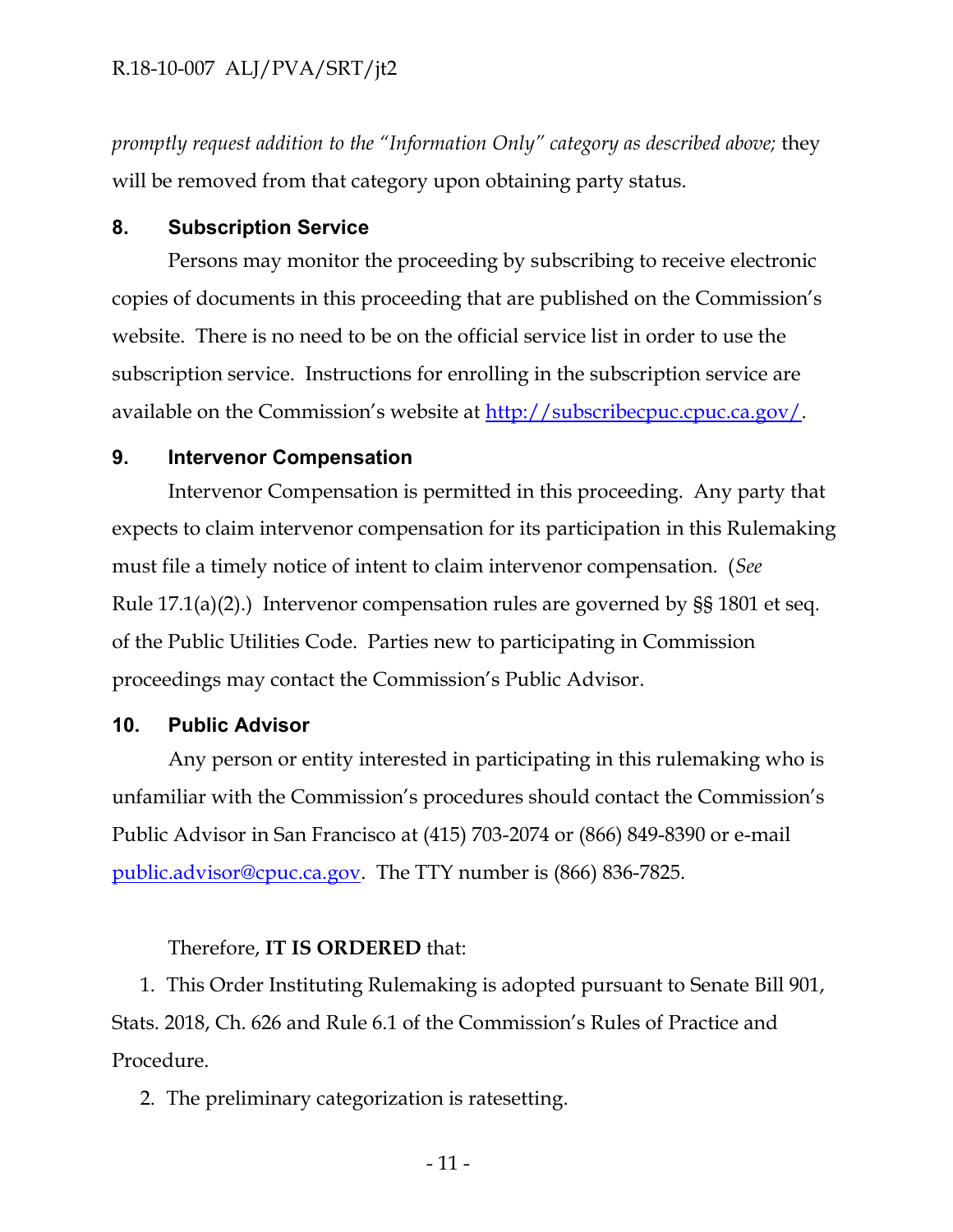*promptly request addition to the "Information Only" category as described above;* they will be removed from that category upon obtaining party status.

## 8. Subscription Service

Persons may monitor the proceeding by subscribing to receive electronic copies of documents in this proceeding that are published on the Commission's website. There is no need to be on the official service list in order to use the subscription service. Instructions for enrolling in the subscription service are available on the Commission's website at http://subscribecpuc.cpuc.ca.gov/.

## 9. Intervenor Compensation

Intervenor Compensation is permitted in this proceeding. Any party that expects to claim intervenor compensation for its participation in this Rulemaking must file a timely notice of intent to claim intervenor compensation. (*See* Rule 17.1(a)(2).) Intervenor compensation rules are governed by §§ 1801 et seq. of the Public Utilities Code. Parties new to participating in Commission proceedings may contact the Commission's Public Advisor.

## 10. Public Advisor

Any person or entity interested in participating in this rulemaking who is unfamiliar with the Commission's procedures should contact the Commission's Public Advisor in San Francisco at (415) 703-2074 or (866) 849-8390 or e-mail public.advisor@cpuc.ca.gov. The TTY number is (866) 836-7825.

Therefore, **IT IS ORDERED** that:

1. This Order Instituting Rulemaking is adopted pursuant to Senate Bill 901, Stats. 2018, Ch. 626 and Rule 6.1 of the Commission's Rules of Practice and Procedure.
2. The preliminary categorization is ratesetting.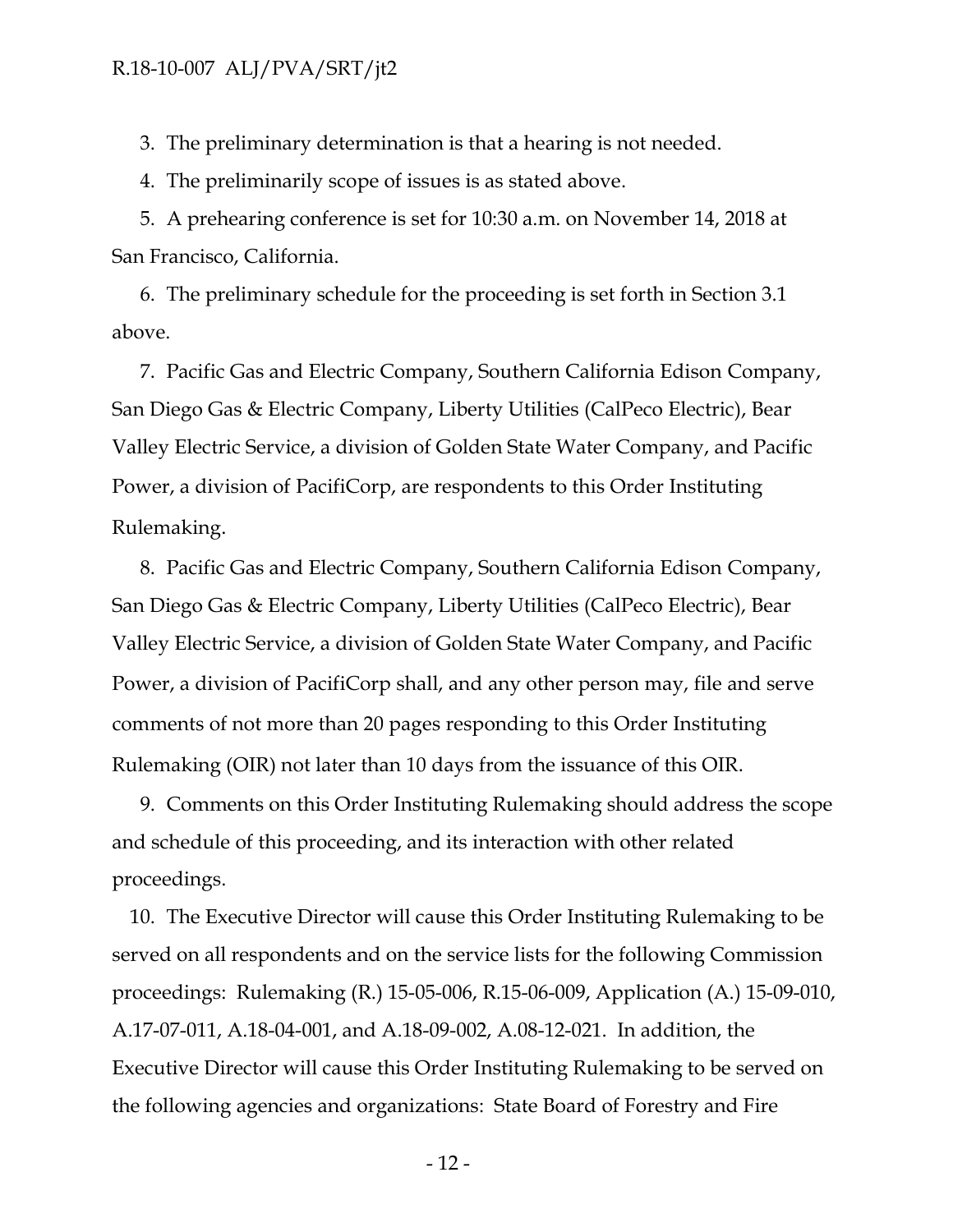3. The preliminary determination is that a hearing is not needed.

4. The preliminarily scope of issues is as stated above.

5. A prehearing conference is set for 10:30 a.m. on November 14, 2018 at San Francisco, California.

6. The preliminary schedule for the proceeding is set forth in Section 3.1 above.

7. Pacific Gas and Electric Company, Southern California Edison Company, San Diego Gas & Electric Company, Liberty Utilities (CalPeco Electric), Bear Valley Electric Service, a division of Golden State Water Company, and Pacific Power, a division of PacifiCorp, are respondents to this Order Instituting Rulemaking.

8. Pacific Gas and Electric Company, Southern California Edison Company, San Diego Gas & Electric Company, Liberty Utilities (CalPeco Electric), Bear Valley Electric Service, a division of Golden State Water Company, and Pacific Power, a division of PacifiCorp shall, and any other person may, file and serve comments of not more than 20 pages responding to this Order Instituting Rulemaking (OIR) not later than 10 days from the issuance of this OIR.

9. Comments on this Order Instituting Rulemaking should address the scope and schedule of this proceeding, and its interaction with other related proceedings.

10. The Executive Director will cause this Order Instituting Rulemaking to be served on all respondents and on the service lists for the following Commission proceedings: Rulemaking (R.) 15-05-006, R.15-06-009, Application (A.) 15-09-010, A.17-07-011, A.18-04-001, and A.18-09-002, A.08-12-021. In addition, the Executive Director will cause this Order Instituting Rulemaking to be served on the following agencies and organizations: State Board of Forestry and Fire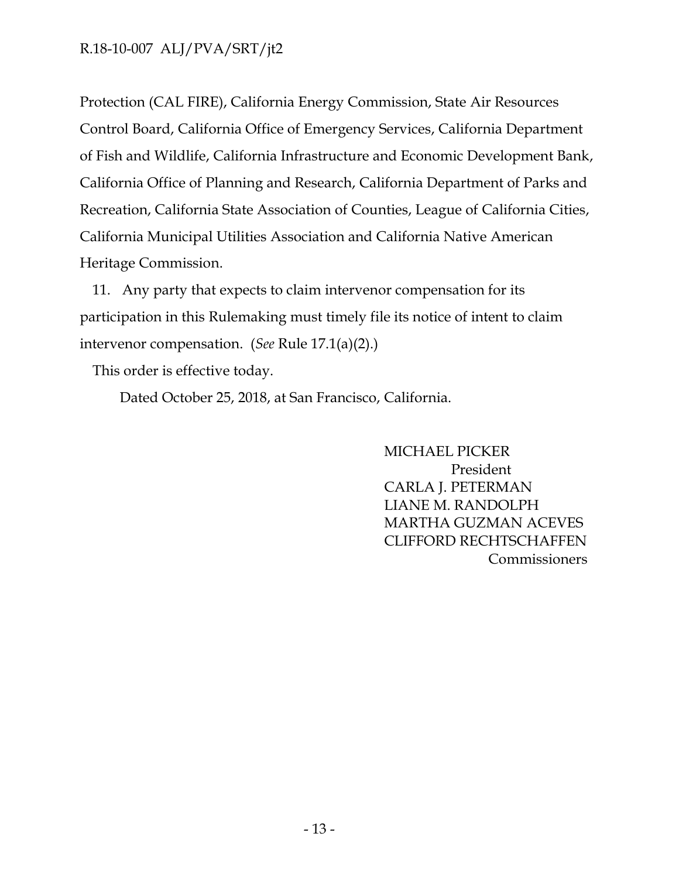Protection (CAL FIRE), California Energy Commission, State Air Resources Control Board, California Office of Emergency Services, California Department of Fish and Wildlife, California Infrastructure and Economic Development Bank, California Office of Planning and Research, California Department of Parks and Recreation, California State Association of Counties, League of California Cities, California Municipal Utilities Association and California Native American Heritage Commission.

11. Any party that expects to claim intervenor compensation for its participation in this Rulemaking must timely file its notice of intent to claim intervenor compensation. (*See* Rule 17.1(a)(2).)

This order is effective today.

Dated October 25, 2018, at San Francisco, California.

MICHAEL PICKER
President
CARLA J. PETERMAN
LIANE M. RANDOLPH
MARTHA GUZMAN ACEVES
CLIFFORD RECHTSCHAFFEN
Commissioners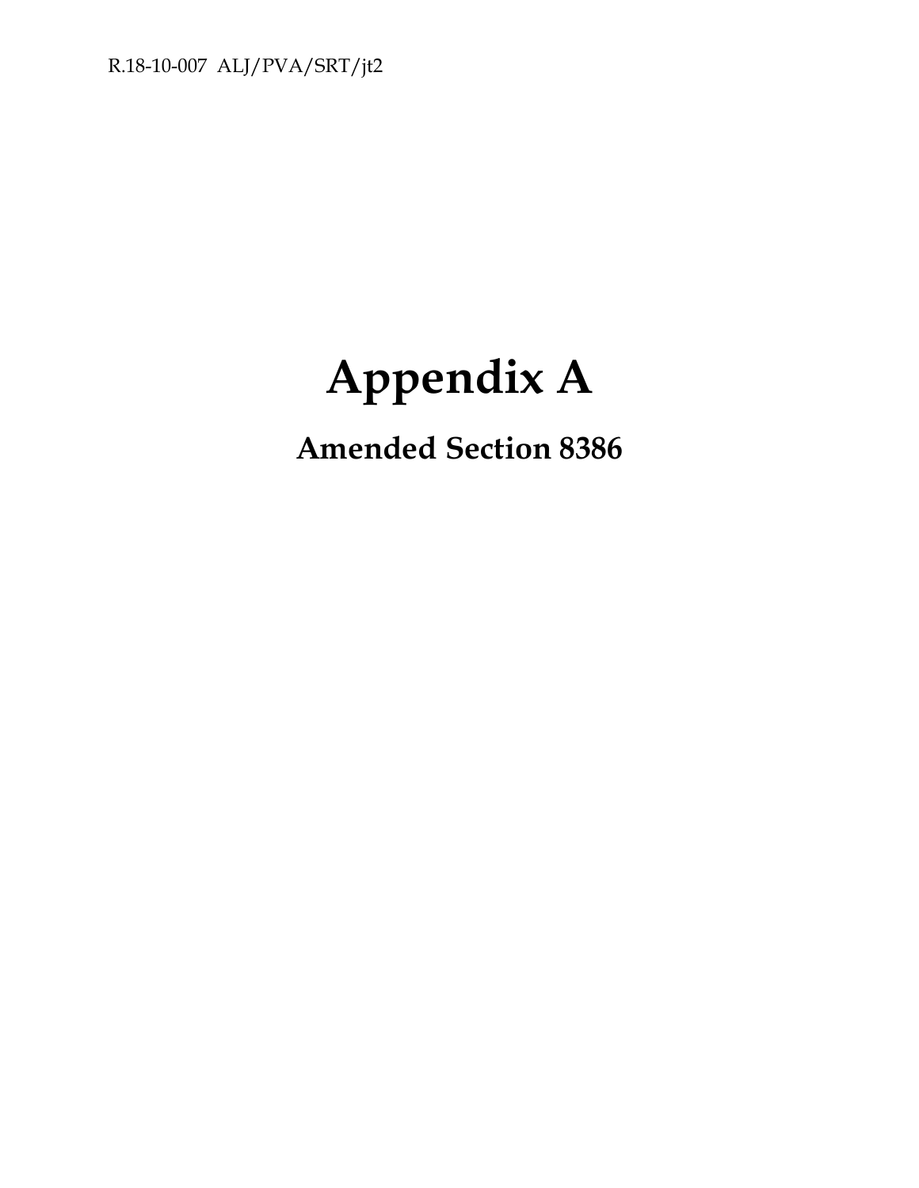# Appendix A

## Amended Section 8386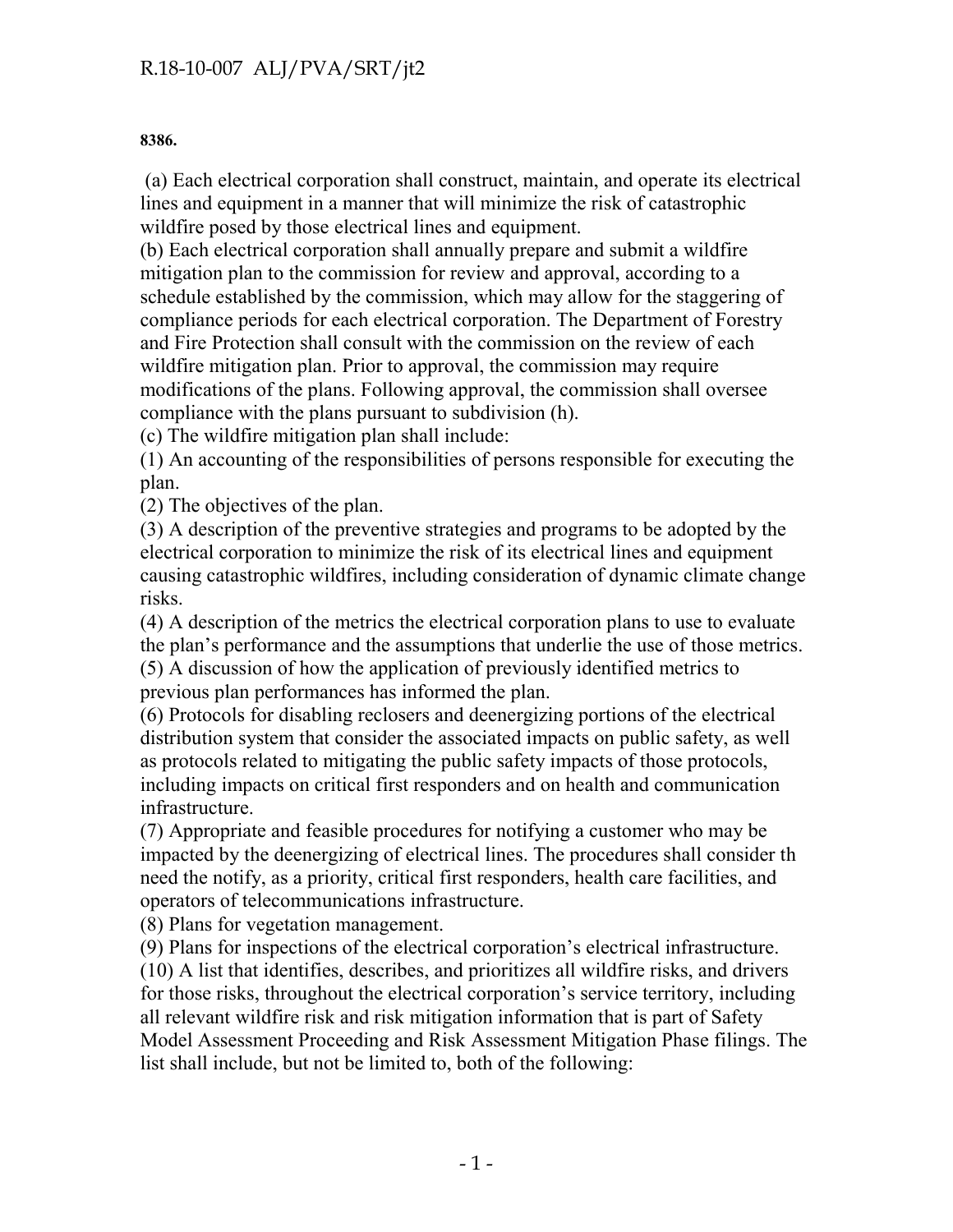**8386.**

(a) Each electrical corporation shall construct, maintain, and operate its electrical lines and equipment in a manner that will minimize the risk of catastrophic wildfire posed by those electrical lines and equipment.
(b) Each electrical corporation shall annually prepare and submit a wildfire mitigation plan to the commission for review and approval, according to a schedule established by the commission, which may allow for the staggering of compliance periods for each electrical corporation. The Department of Forestry and Fire Protection shall consult with the commission on the review of each wildfire mitigation plan. Prior to approval, the commission may require modifications of the plans. Following approval, the commission shall oversee compliance with the plans pursuant to subdivision (h).
(c) The wildfire mitigation plan shall include:
(1) An accounting of the responsibilities of persons responsible for executing the plan.
(2) The objectives of the plan.
(3) A description of the preventive strategies and programs to be adopted by the electrical corporation to minimize the risk of its electrical lines and equipment causing catastrophic wildfires, including consideration of dynamic climate change risks.
(4) A description of the metrics the electrical corporation plans to use to evaluate the plan's performance and the assumptions that underlie the use of those metrics.
(5) A discussion of how the application of previously identified metrics to previous plan performances has informed the plan.
(6) Protocols for disabling reclosers and deenergizing portions of the electrical distribution system that consider the associated impacts on public safety, as well as protocols related to mitigating the public safety impacts of those protocols, including impacts on critical first responders and on health and communication infrastructure.
(7) Appropriate and feasible procedures for notifying a customer who may be impacted by the deenergizing of electrical lines. The procedures shall consider th need the notify, as a priority, critical first responders, health care facilities, and operators of telecommunications infrastructure.
(8) Plans for vegetation management.
(9) Plans for inspections of the electrical corporation's electrical infrastructure.
(10) A list that identifies, describes, and prioritizes all wildfire risks, and drivers for those risks, throughout the electrical corporation's service territory, including all relevant wildfire risk and risk mitigation information that is part of Safety Model Assessment Proceeding and Risk Assessment Mitigation Phase filings. The list shall include, but not be limited to, both of the following: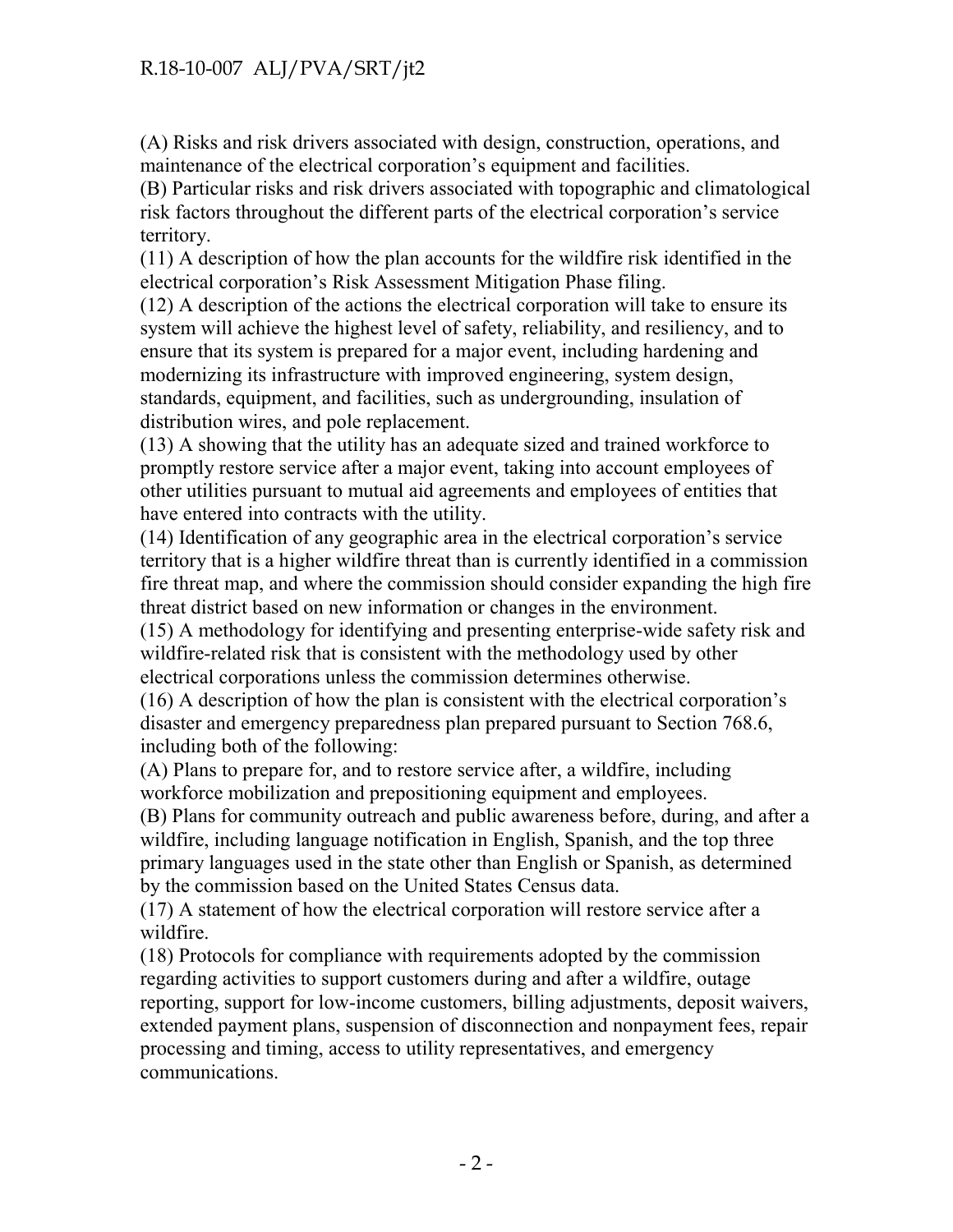(A) Risks and risk drivers associated with design, construction, operations, and maintenance of the electrical corporation's equipment and facilities.
(B) Particular risks and risk drivers associated with topographic and climatological risk factors throughout the different parts of the electrical corporation's service territory.
(11) A description of how the plan accounts for the wildfire risk identified in the electrical corporation's Risk Assessment Mitigation Phase filing.
(12) A description of the actions the electrical corporation will take to ensure its system will achieve the highest level of safety, reliability, and resiliency, and to ensure that its system is prepared for a major event, including hardening and modernizing its infrastructure with improved engineering, system design, standards, equipment, and facilities, such as undergrounding, insulation of distribution wires, and pole replacement.
(13) A showing that the utility has an adequate sized and trained workforce to promptly restore service after a major event, taking into account employees of other utilities pursuant to mutual aid agreements and employees of entities that have entered into contracts with the utility.
(14) Identification of any geographic area in the electrical corporation's service territory that is a higher wildfire threat than is currently identified in a commission fire threat map, and where the commission should consider expanding the high fire threat district based on new information or changes in the environment.
(15) A methodology for identifying and presenting enterprise-wide safety risk and wildfire-related risk that is consistent with the methodology used by other electrical corporations unless the commission determines otherwise.
(16) A description of how the plan is consistent with the electrical corporation's disaster and emergency preparedness plan prepared pursuant to Section 768.6, including both of the following:
(A) Plans to prepare for, and to restore service after, a wildfire, including workforce mobilization and prepositioning equipment and employees.
(B) Plans for community outreach and public awareness before, during, and after a wildfire, including language notification in English, Spanish, and the top three primary languages used in the state other than English or Spanish, as determined by the commission based on the United States Census data.
(17) A statement of how the electrical corporation will restore service after a wildfire.
(18) Protocols for compliance with requirements adopted by the commission regarding activities to support customers during and after a wildfire, outage reporting, support for low-income customers, billing adjustments, deposit waivers, extended payment plans, suspension of disconnection and nonpayment fees, repair processing and timing, access to utility representatives, and emergency communications.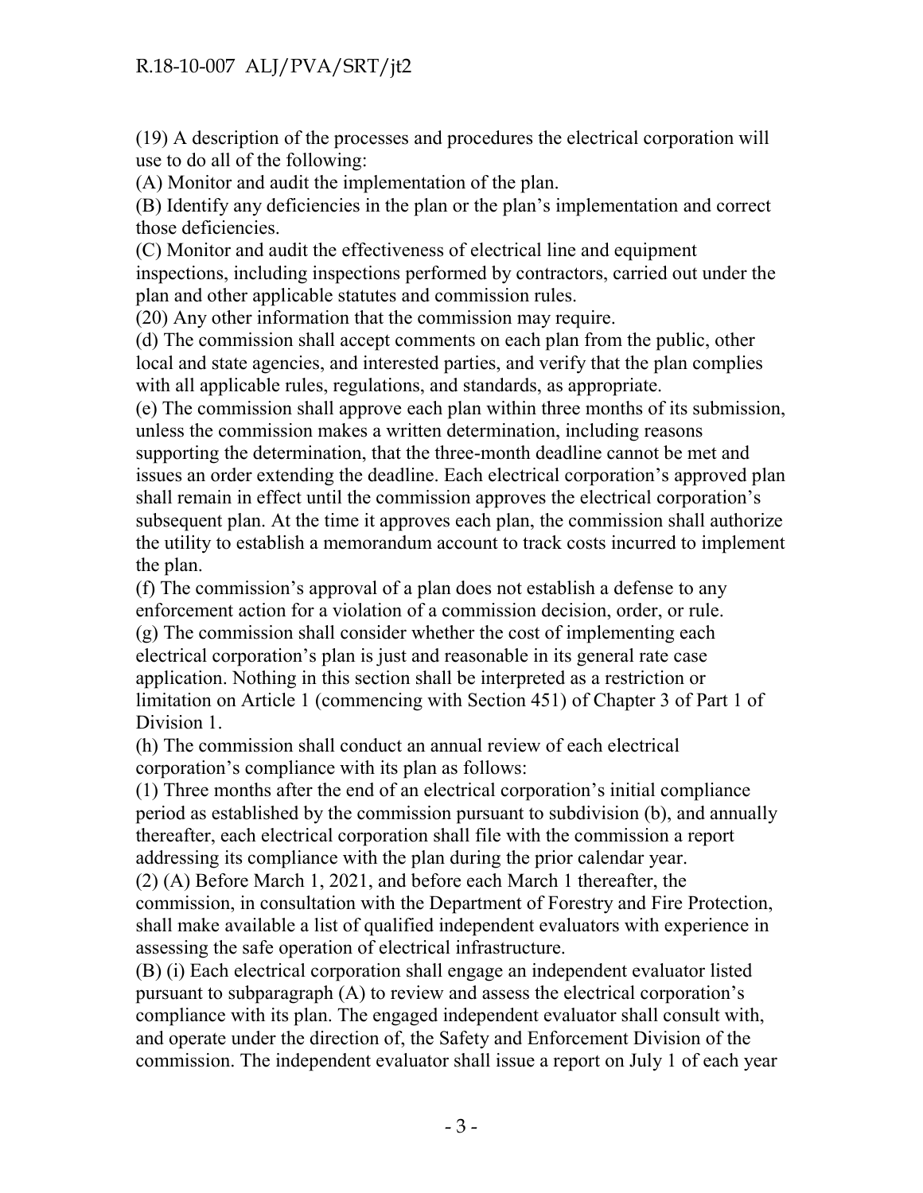(19) A description of the processes and procedures the electrical corporation will use to do all of the following:

(A) Monitor and audit the implementation of the plan.

(B) Identify any deficiencies in the plan or the plan's implementation and correct those deficiencies.

(C) Monitor and audit the effectiveness of electrical line and equipment inspections, including inspections performed by contractors, carried out under the plan and other applicable statutes and commission rules.

(20) Any other information that the commission may require.

(d) The commission shall accept comments on each plan from the public, other local and state agencies, and interested parties, and verify that the plan complies with all applicable rules, regulations, and standards, as appropriate.

(e) The commission shall approve each plan within three months of its submission, unless the commission makes a written determination, including reasons supporting the determination, that the three-month deadline cannot be met and issues an order extending the deadline. Each electrical corporation's approved plan shall remain in effect until the commission approves the electrical corporation's subsequent plan. At the time it approves each plan, the commission shall authorize the utility to establish a memorandum account to track costs incurred to implement the plan.

(f) The commission's approval of a plan does not establish a defense to any enforcement action for a violation of a commission decision, order, or rule.

(g) The commission shall consider whether the cost of implementing each electrical corporation's plan is just and reasonable in its general rate case application. Nothing in this section shall be interpreted as a restriction or limitation on Article 1 (commencing with Section 451) of Chapter 3 of Part 1 of Division 1.

(h) The commission shall conduct an annual review of each electrical corporation's compliance with its plan as follows:

(1) Three months after the end of an electrical corporation's initial compliance period as established by the commission pursuant to subdivision (b), and annually thereafter, each electrical corporation shall file with the commission a report addressing its compliance with the plan during the prior calendar year.

(2) (A) Before March 1, 2021, and before each March 1 thereafter, the commission, in consultation with the Department of Forestry and Fire Protection, shall make available a list of qualified independent evaluators with experience in assessing the safe operation of electrical infrastructure.

(B) (i) Each electrical corporation shall engage an independent evaluator listed pursuant to subparagraph (A) to review and assess the electrical corporation's compliance with its plan. The engaged independent evaluator shall consult with, and operate under the direction of, the Safety and Enforcement Division of the commission. The independent evaluator shall issue a report on July 1 of each year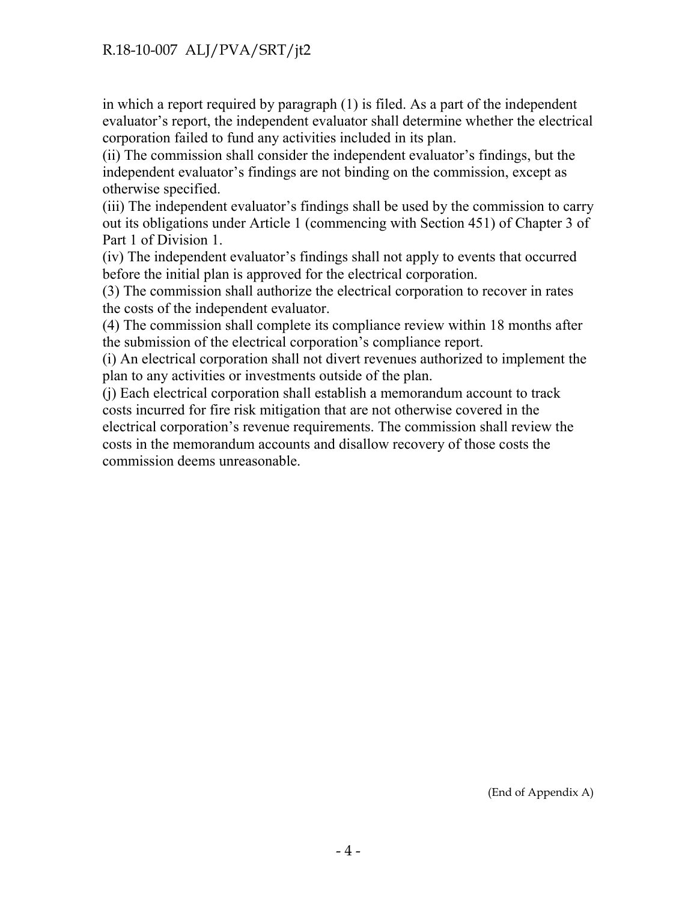in which a report required by paragraph (1) is filed. As a part of the independent evaluator's report, the independent evaluator shall determine whether the electrical corporation failed to fund any activities included in its plan.

(ii) The commission shall consider the independent evaluator's findings, but the independent evaluator's findings are not binding on the commission, except as otherwise specified.

(iii) The independent evaluator's findings shall be used by the commission to carry out its obligations under Article 1 (commencing with Section 451) of Chapter 3 of Part 1 of Division 1.

(iv) The independent evaluator's findings shall not apply to events that occurred before the initial plan is approved for the electrical corporation.

(3) The commission shall authorize the electrical corporation to recover in rates the costs of the independent evaluator.

(4) The commission shall complete its compliance review within 18 months after the submission of the electrical corporation's compliance report.

(i) An electrical corporation shall not divert revenues authorized to implement the plan to any activities or investments outside of the plan.

(j) Each electrical corporation shall establish a memorandum account to track costs incurred for fire risk mitigation that are not otherwise covered in the electrical corporation's revenue requirements. The commission shall review the costs in the memorandum accounts and disallow recovery of those costs the commission deems unreasonable.

(End of Appendix A)